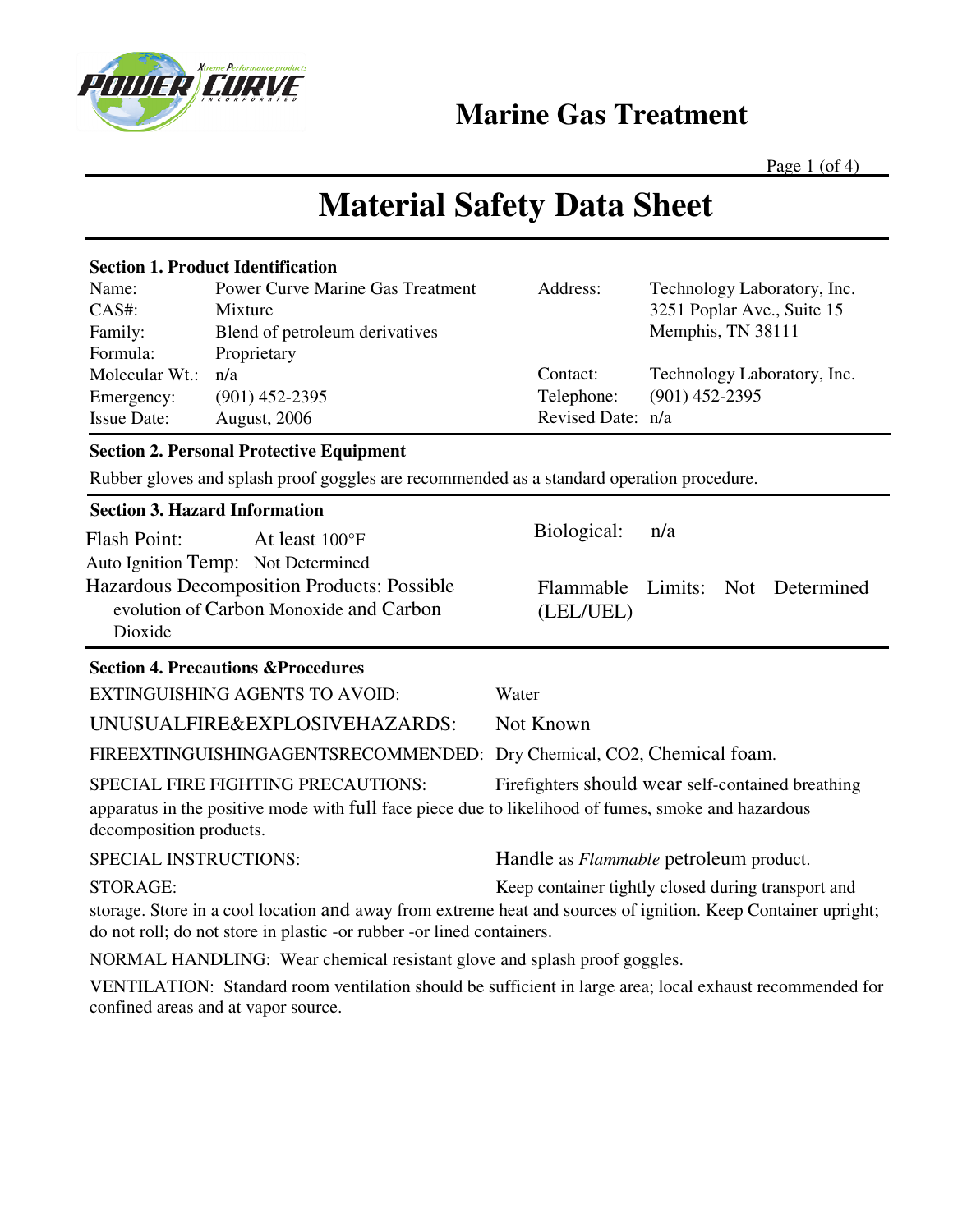# Marine Gas Treatment

# Material Safety Data Sheet

**Section 1. Product Identification**

| | | | |
|---|---|---|---|
| Name: | Power Curve Marine Gas Treatment | Address: | Technology Laboratory, Inc. 3251 Poplar Ave., Suite 15 Memphis, TN 38111 |
| CAS#: | Mixture | | |
| Family: | Blend of petroleum derivatives | | |
| Formula: | Proprietary | | |
| Molecular Wt.: | n/a | Contact: | Technology Laboratory, Inc. |
| Emergency: | (901) 452-2395 | Telephone: | (901) 452-2395 |
| Issue Date: | August, 2006 | Revised Date: | n/a |

**Section 2. Personal Protective Equipment**

Rubber gloves and splash proof goggles are recommended as a standard operation procedure.

**Section 3. Hazard Information**

Flash Point: At least 100°F

Auto Ignition Temp: Not Determined

Hazardous Decomposition Products: Possible evolution of Carbon Monoxide and Carbon Dioxide

Biological: n/a

Flammable Limits: Not Determined (LEL/UEL)

**Section 4. Precautions &Procedures**

EXTINGUISHING AGENTS TO AVOID: Water

UNUSUALFIRE&EXPLOSIVEHAZARDS: Not Known

FIREEXTINGUISHINGAGENTSRECOMMENDED: Dry Chemical, CO2, Chemical foam.

SPECIAL FIRE FIGHTING PRECAUTIONS: Firefighters should wear self-contained breathing apparatus in the positive mode with full face piece due to likelihood of fumes, smoke and hazardous decomposition products.

SPECIAL INSTRUCTIONS: Handle as *Flammable* petroleum product.

STORAGE: Keep container tightly closed during transport and storage. Store in a cool location and away from extreme heat and sources of ignition. Keep Container upright; do not roll; do not store in plastic -or rubber -or lined containers.

NORMAL HANDLING: Wear chemical resistant glove and splash proof goggles.

VENTILATION: Standard room ventilation should be sufficient in large area; local exhaust recommended for confined areas and at vapor source.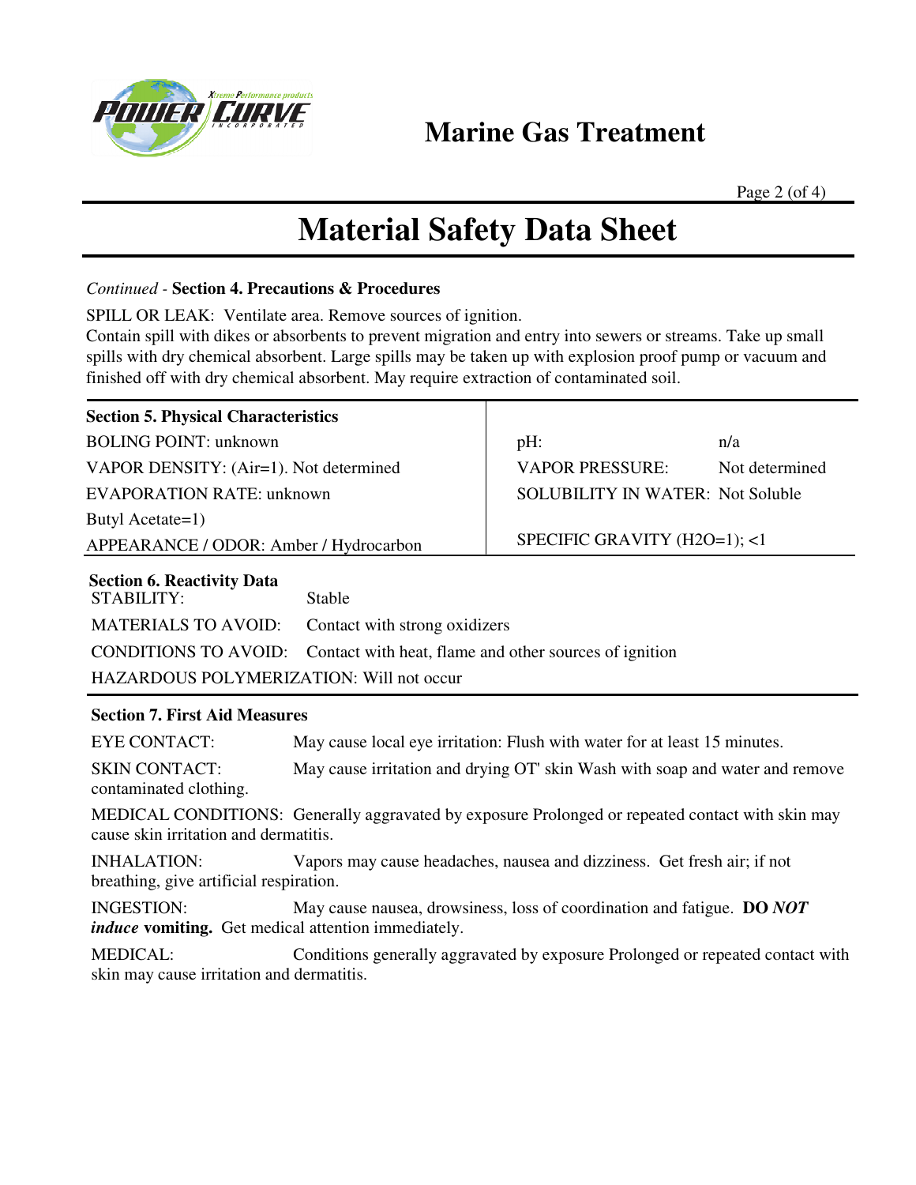# Material Safety Data Sheet

*Continued* - **Section 4. Precautions & Procedures**

SPILL OR LEAK: Ventilate area. Remove sources of ignition.
Contain spill with dikes or absorbents to prevent migration and entry into sewers or streams. Take up small spills with dry chemical absorbent. Large spills may be taken up with explosion proof pump or vacuum and finished off with dry chemical absorbent. May require extraction of contaminated soil.

**Section 5. Physical Characteristics**

| | | |
|---|---|---|
| BOLING POINT: unknown | pH: | n/a |
| VAPOR DENSITY: (Air=1). Not determined | VAPOR PRESSURE: | Not determined |
| EVAPORATION RATE: unknown Butyl Acetate=1) | SOLUBILITY IN WATER: | Not Soluble |
| APPEARANCE / ODOR: Amber / Hydrocarbon | SPECIFIC GRAVITY (H2O=1); <1 | |

**Section 6. Reactivity Data**

STABILITY: Stable

MATERIALS TO AVOID: Contact with strong oxidizers

CONDITIONS TO AVOID: Contact with heat, flame and other sources of ignition

HAZARDOUS POLYMERIZATION: Will not occur

**Section 7. First Aid Measures**

EYE CONTACT: May cause local eye irritation: Flush with water for at least 15 minutes.

SKIN CONTACT: May cause irritation and drying OT' skin Wash with soap and water and remove contaminated clothing.

MEDICAL CONDITIONS: Generally aggravated by exposure Prolonged or repeated contact with skin may cause skin irritation and dermatitis.

INHALATION: Vapors may cause headaches, nausea and dizziness. Get fresh air; if not breathing, give artificial respiration.

INGESTION: May cause nausea, drowsiness, loss of coordination and fatigue. **DO *NOT* *induce* vomiting.** Get medical attention immediately.

MEDICAL: Conditions generally aggravated by exposure Prolonged or repeated contact with skin may cause irritation and dermatitis.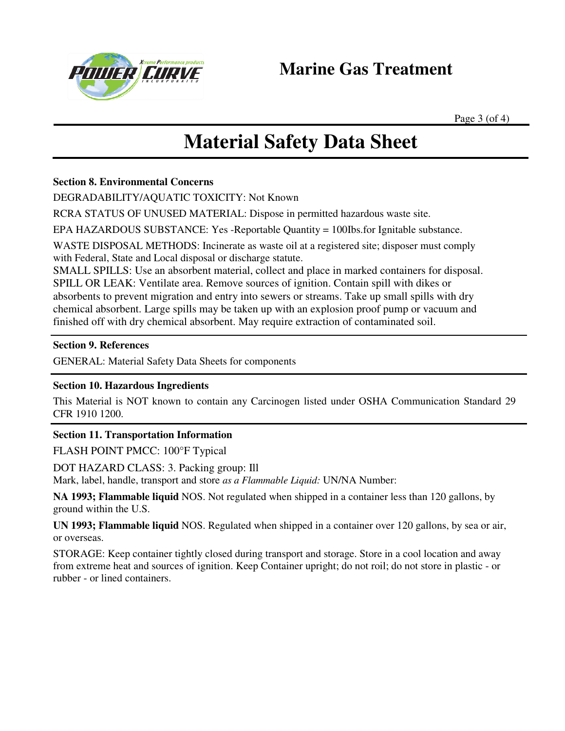# Material Safety Data Sheet

### Section 8. Environmental Concerns

DEGRADABILITY/AQUATIC TOXICITY: Not Known

RCRA STATUS OF UNUSED MATERIAL: Dispose in permitted hazardous waste site.

EPA HAZARDOUS SUBSTANCE: Yes -Reportable Quantity = 100Ibs.for Ignitable substance.

WASTE DISPOSAL METHODS: Incinerate as waste oil at a registered site; disposer must comply with Federal, State and Local disposal or discharge statute.
SMALL SPILLS: Use an absorbent material, collect and place in marked containers for disposal.
SPILL OR LEAK: Ventilate area. Remove sources of ignition. Contain spill with dikes or absorbents to prevent migration and entry into sewers or streams. Take up small spills with dry chemical absorbent. Large spills may be taken up with an explosion proof pump or vacuum and finished off with dry chemical absorbent. May require extraction of contaminated soil.

### Section 9. References

GENERAL: Material Safety Data Sheets for components

### Section 10. Hazardous Ingredients

This Material is NOT known to contain any Carcinogen listed under OSHA Communication Standard 29 CFR 1910 1200.

### Section 11. Transportation Information

FLASH POINT PMCC: 100°F Typical

DOT HAZARD CLASS: 3. Packing group: Ill
Mark, label, handle, transport and store *as a Flammable Liquid:* UN/NA Number:

**NA 1993; Flammable liquid** NOS. Not regulated when shipped in a container less than 120 gallons, by ground within the U.S.

**UN 1993; Flammable liquid** NOS. Regulated when shipped in a container over 120 gallons, by sea or air, or overseas.

STORAGE: Keep container tightly closed during transport and storage. Store in a cool location and away from extreme heat and sources of ignition. Keep Container upright; do not roil; do not store in plastic - or rubber - or lined containers.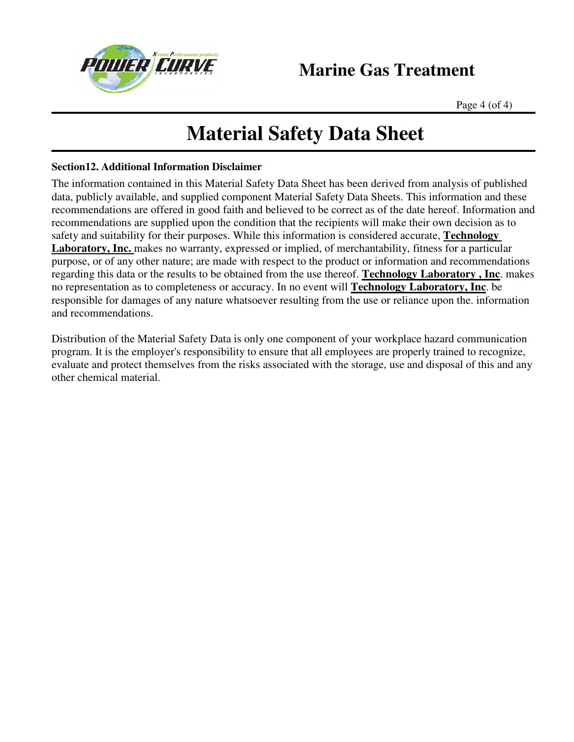# Marine Gas Treatment

# Material Safety Data Sheet

**Section12. Additional Information Disclaimer**

The information contained in this Material Safety Data Sheet has been derived from analysis of published data, publicly available, and supplied component Material Safety Data Sheets. This information and these recommendations are offered in good faith and believed to be correct as of the date hereof. Information and recommendations are supplied upon the condition that the recipients will make their own decision as to safety and suitability for their purposes. While this information is considered accurate, **Technology Laboratory, Inc.** makes no warranty, expressed or implied, of merchantability, fitness for a particular purpose, or of any other nature; are made with respect to the product or information and recommendations regarding this data or the results to be obtained from the use thereof. **Technology Laboratory , Inc**. makes no representation as to completeness or accuracy. In no event will **Technology Laboratory, Inc**. be responsible for damages of any nature whatsoever resulting from the use or reliance upon the. information and recommendations.

Distribution of the Material Safety Data is only one component of your workplace hazard communication program. It is the employer's responsibility to ensure that all employees are properly trained to recognize, evaluate and protect themselves from the risks associated with the storage, use and disposal of this and any other chemical material.